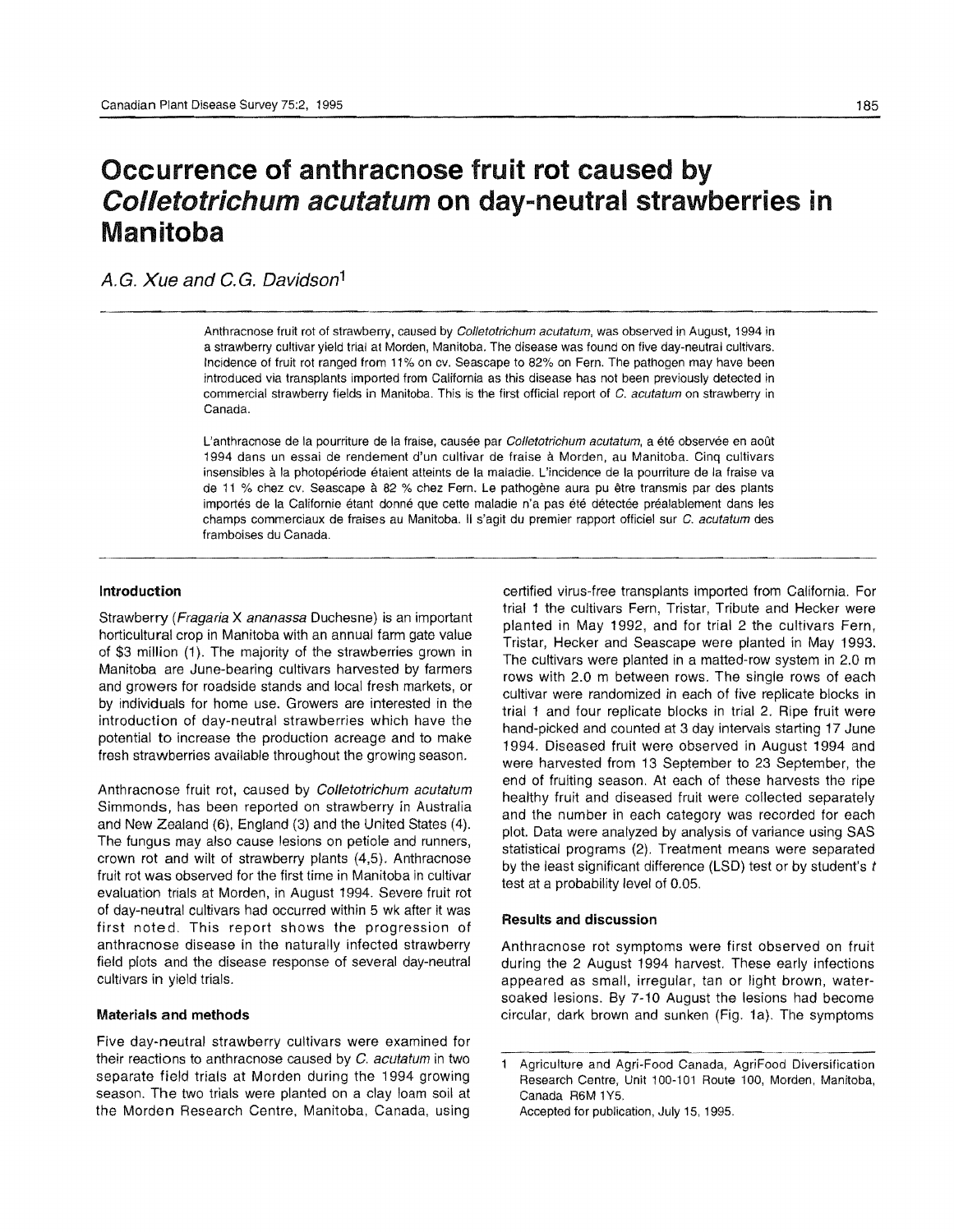# Occurrence of anthracnose fruit rot caused by *Colletotrichum acutatum* on day-neutral strawberries in Manitoba

*A.G. Xue and C.G. Davidson*[1]

Anthracnose fruit rot of strawberry, caused by *Colletotrichum acutatum*, was observed in August, 1994 in a strawberry cultivar yield trial at Morden, Manitoba. The disease was found on five day-neutral cultivars. Incidence of fruit rot ranged from 11% on cv. Seascape to 82% on Fern. The pathogen may have been introduced via transplants imported from California as this disease has not been previously detected in commercial strawberry fields in Manitoba. This is the first official report of *C. acutatum* on strawberry in Canada.

L'anthracnose de la pourriture de la fraise, causée par *Colletotrichum acutatum*, a été observée en août 1994 dans un essai de rendement d'un cultivar de fraise à Morden, au Manitoba. Cinq cultivars insensibles à la photopériode étaient atteints de la maladie. L'incidence de la pourriture de la fraise va de 11 % chez cv. Seascape à 82 % chez Fern. Le pathogène aura pu être transmis par des plants importés de la Californie étant donné que cette maladie n'a pas été détectée préalablement dans les champs commerciaux de fraises au Manitoba. Il s'agit du premier rapport officiel sur *C. acutatum* des framboises du Canada.

## Introduction

Strawberry (*Fragaria* X *ananassa* Duchesne) is an important horticultural crop in Manitoba with an annual farm gate value of $3 million (1). The majority of the strawberries grown in Manitoba are June-bearing cultivars harvested by farmers and growers for roadside stands and local fresh markets, or by individuals for home use. Growers are interested in the introduction of day-neutral strawberries which have the potential to increase the production acreage and to make fresh strawberries available throughout the growing season.

Anthracnose fruit rot, caused by *Colletotrichum acutatum* Simmonds, has been reported on strawberry in Australia and New Zealand (6), England (3) and the United States (4). The fungus may also cause lesions on petiole and runners, crown rot and wilt of strawberry plants (4,5). Anthracnose fruit rot was observed for the first time in Manitoba in cultivar evaluation trials at Morden, in August 1994. Severe fruit rot of day-neutral cultivars had occurred within 5 wk after it was first noted. This report shows the progression of anthracnose disease in the naturally infected strawberry field plots and the disease response of several day-neutral cultivars in yield trials.

## Materials and methods

Five day-neutral strawberry cultivars were examined for their reactions to anthracnose caused by *C. acutatum* in two separate field trials at Morden during the 1994 growing season. The two trials were planted on a clay loam soil at the Morden Research Centre, Manitoba, Canada, using certified virus-free transplants imported from California. For trial 1 the cultivars Fern, Tristar, Tribute and Hecker were planted in May 1992, and for trial 2 the cultivars Fern, Tristar, Hecker and Seascape were planted in May 1993. The cultivars were planted in a matted-row system in 2.0 m rows with 2.0 m between rows. The single rows of each cultivar were randomized in each of five replicate blocks in trial 1 and four replicate blocks in trial 2. Ripe fruit were hand-picked and counted at 3 day intervals starting 17 June 1994. Diseased fruit were observed in August 1994 and were harvested from 13 September to 23 September, the end of fruiting season. At each of these harvests the ripe healthy fruit and diseased fruit were collected separately and the number in each category was recorded for each plot. Data were analyzed by analysis of variance using SAS statistical programs (2). Treatment means were separated by the least significant difference (LSD) test or by student's *t* test at a probability level of 0.05.

## Results and discussion

Anthracnose rot symptoms were first observed on fruit during the 2 August 1994 harvest. These early infections appeared as small, irregular, tan or light brown, water-soaked lesions. By 7-10 August the lesions had become circular, dark brown and sunken (Fig. 1a). The symptoms

[1] Agriculture and Agri-Food Canada, AgriFood Diversification Research Centre, Unit 100-101 Route 100, Morden, Manitoba, Canada R6M 1Y5.
Accepted for publication, July 15, 1995.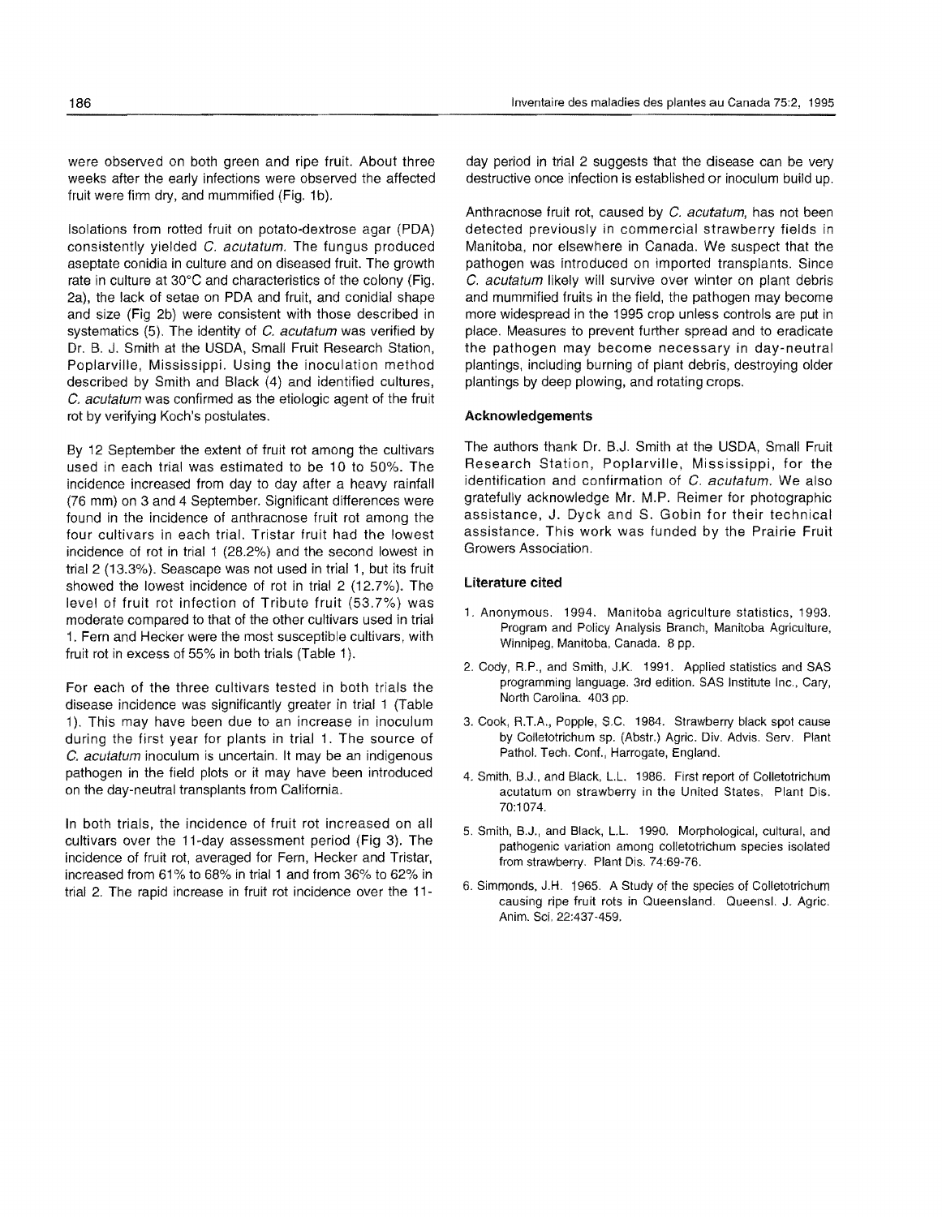were observed on both green and ripe fruit. About three weeks after the early infections were observed the affected fruit were firm dry, and mummified (Fig. 1b).

Isolations from rotted fruit on potato-dextrose agar (PDA) consistently yielded *C. acutatum*. The fungus produced aseptate conidia in culture and on diseased fruit. The growth rate in culture at 30°C and characteristics of the colony (Fig. 2a), the lack of setae on PDA and fruit, and conidial shape and size (Fig 2b) were consistent with those described in systematics (5). The identity of *C. acutatum* was verified by Dr. B. J. Smith at the USDA, Small Fruit Research Station, Poplarville, Mississippi. Using the inoculation method described by Smith and Black (4) and identified cultures, *C. acutatum* was confirmed as the etiologic agent of the fruit rot by verifying Koch's postulates.

By 12 September the extent of fruit rot among the cultivars used in each trial was estimated to be 10 to 50%. The incidence increased from day to day after a heavy rainfall (76 mm) on 3 and 4 September. Significant differences were found in the incidence of anthracnose fruit rot among the four cultivars in each trial. Tristar fruit had the lowest incidence of rot in trial 1 (28.2%) and the second lowest in trial 2 (13.3%). Seascape was not used in trial 1, but its fruit showed the lowest incidence of rot in trial 2 (12.7%). The level of fruit rot infection of Tribute fruit (53.7%) was moderate compared to that of the other cultivars used in trial 1. Fern and Hecker were the most susceptible cultivars, with fruit rot in excess of 55% in both trials (Table 1).

For each of the three cultivars tested in both trials the disease incidence was significantly greater in trial 1 (Table 1). This may have been due to an increase in inoculum during the first year for plants in trial 1. The source of *C. acutatum* inoculum is uncertain. It may be an indigenous pathogen in the field plots or it may have been introduced on the day-neutral transplants from California.

In both trials, the incidence of fruit rot increased on all cultivars over the 11-day assessment period (Fig 3). The incidence of fruit rot, averaged for Fern, Hecker and Tristar, increased from 61% to 68% in trial 1 and from 36% to 62% in trial 2. The rapid increase in fruit rot incidence over the 11-day period in trial 2 suggests that the disease can be very destructive once infection is established or inoculum build up.

Anthracnose fruit rot, caused by *C. acutatum*, has not been detected previously in commercial strawberry fields in Manitoba, nor elsewhere in Canada. We suspect that the pathogen was introduced on imported transplants. Since *C. acutatum* likely will survive over winter on plant debris and mummified fruits in the field, the pathogen may become more widespread in the 1995 crop unless controls are put in place. Measures to prevent further spread and to eradicate the pathogen may become necessary in day-neutral plantings, including burning of plant debris, destroying older plantings by deep plowing, and rotating crops.

### Acknowledgements

The authors thank Dr. B.J. Smith at the USDA, Small Fruit Research Station, Poplarville, Mississippi, for the identification and confirmation of *C. acutatum*. We also gratefully acknowledge Mr. M.P. Reimer for photographic assistance, J. Dyck and S. Gobin for their technical assistance. This work was funded by the Prairie Fruit Growers Association.

### Literature cited

1. Anonymous. 1994. Manitoba agriculture statistics, 1993. Program and Policy Analysis Branch, Manitoba Agriculture, Winnipeg, Manitoba, Canada. 8 pp.
2. Cody, R.P., and Smith, J.K. 1991. Applied statistics and SAS programming language. 3rd edition. SAS Institute Inc., Cary, North Carolina. 403 pp.
3. Cook, R.T.A., Popple, S.C. 1984. Strawberry black spot cause by Colletotrichum sp. (Abstr.) Agric. Div. Advis. Serv. Plant Pathol. Tech. Conf., Harrogate, England.
4. Smith, B.J., and Black, L.L. 1986. First report of Colletotrichum acutatum on strawberry in the United States. Plant Dis. 70:1074.
5. Smith, B.J., and Black, L.L. 1990. Morphological, cultural, and pathogenic variation among colletotrichum species isolated from strawberry. Plant Dis. 74:69-76.
6. Simmonds, J.H. 1965. A Study of the species of Colletotrichum causing ripe fruit rots in Queensland. Queensl. J. Agric. Anim. Sci. 22:437-459.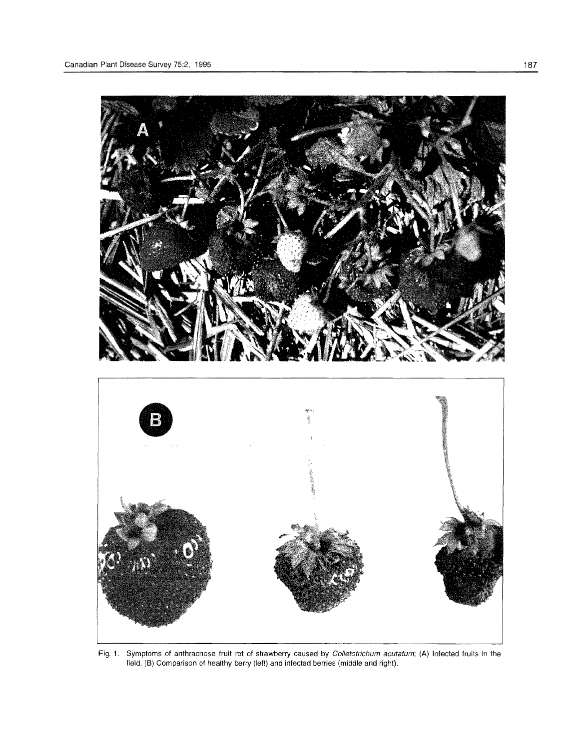Fig. 1. Symptoms of anthracnose fruit rot of strawberry caused by *Colletotrichum acutatum*; (A) Infected fruits in the field. (B) Comparison of healthy berry (left) and infected berries (middle and right).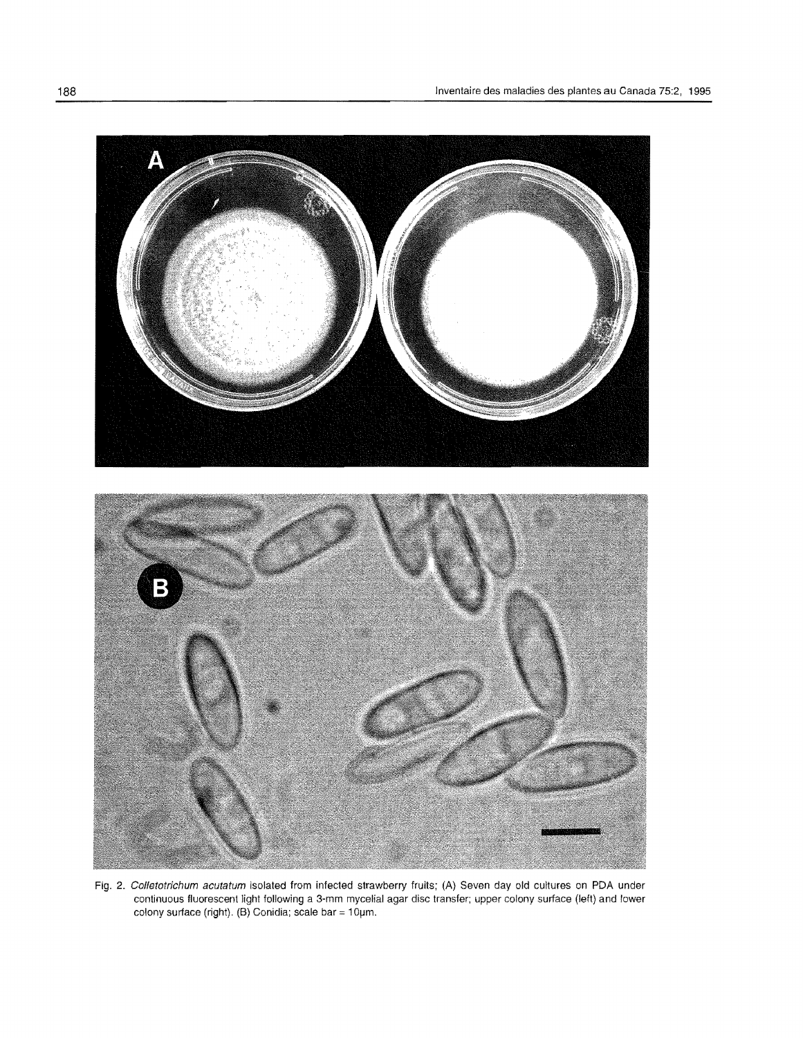Fig. 2. *Colletotrichum acutatum* isolated from infected strawberry fruits; (A) Seven day old cultures on PDA under continuous fluorescent light following a 3-mm mycelial agar disc transfer; upper colony surface (left) and lower colony surface (right). (B) Conidia; scale bar = 10µm.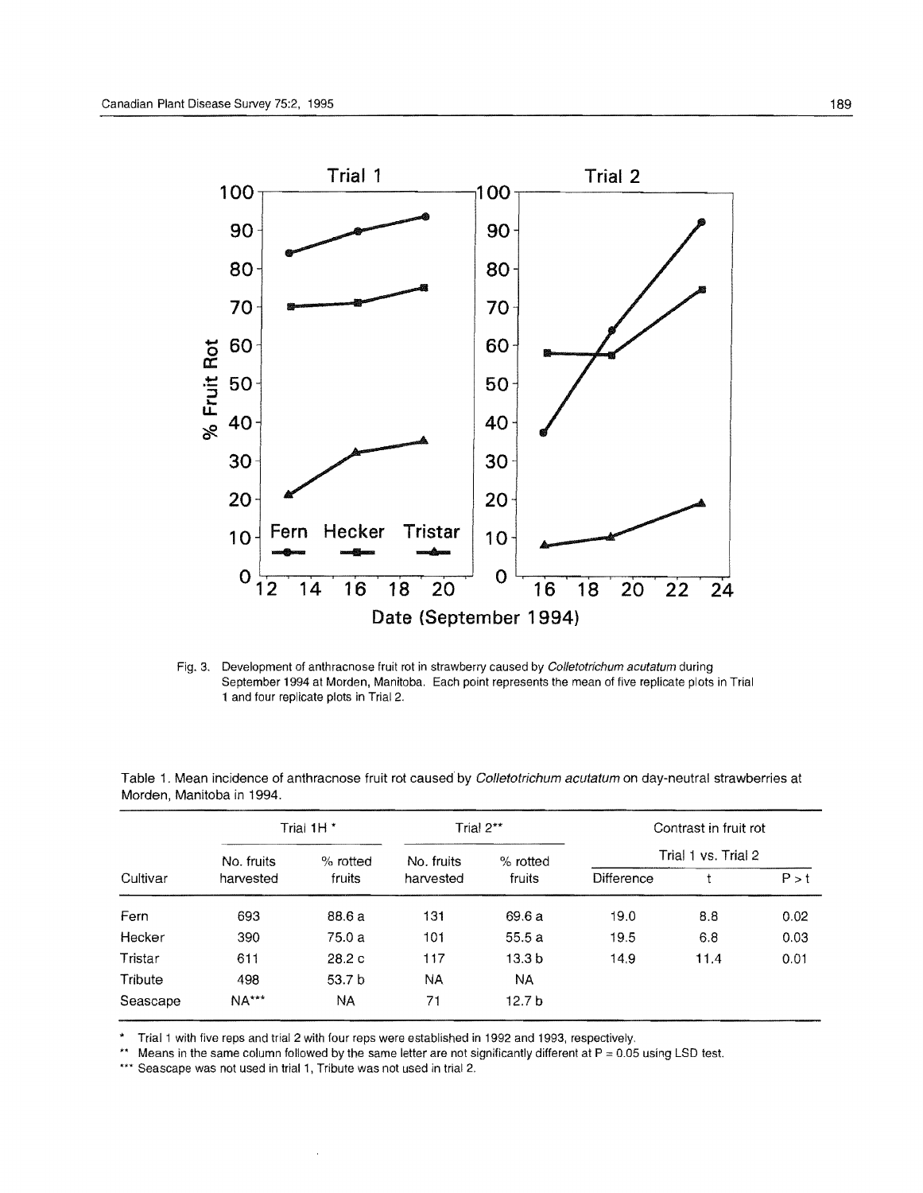Fig. 3. Development of anthracnose fruit rot in strawberry caused by *Colletotrichum acutatum* during September 1994 at Morden, Manitoba. Each point represents the mean of five replicate plots in Trial 1 and four replicate plots in Trial 2.

Table 1. Mean incidence of anthracnose fruit rot caused by *Colletotrichum acutatum* on day-neutral strawberries at Morden, Manitoba in 1994.

| | Trial 1H * | | Trial 2** | | Contrast in fruit rot | | |
|---|---|---|---|---|---|---|---|
| | | | | | Trial 1 vs. Trial 2 | | |
| Cultivar | No. fruits harvested | % rotted fruits | No. fruits harvested | % rotted fruits | Difference | t | P > t |
| Fern | 693 | 88.6 a | 131 | 69.6 a | 19.0 | 8.8 | 0.02 |
| Hecker | 390 | 75.0 a | 101 | 55.5 a | 19.5 | 6.8 | 0.03 |
| Tristar | 611 | 28.2 c | 117 | 13.3 b | 14.9 | 11.4 | 0.01 |
| Tribute | 498 | 53.7 b | NA | NA | | | |
| Seascape | NA*** | NA | 71 | 12.7 b | | | |

\* Trial 1 with five reps and trial 2 with four reps were established in 1992 and 1993, respectively.

** Means in the same column followed by the same letter are not significantly different at P = 0.05 using LSD test.

*** Seascape was not used in trial 1, Tribute was not used in trial 2.